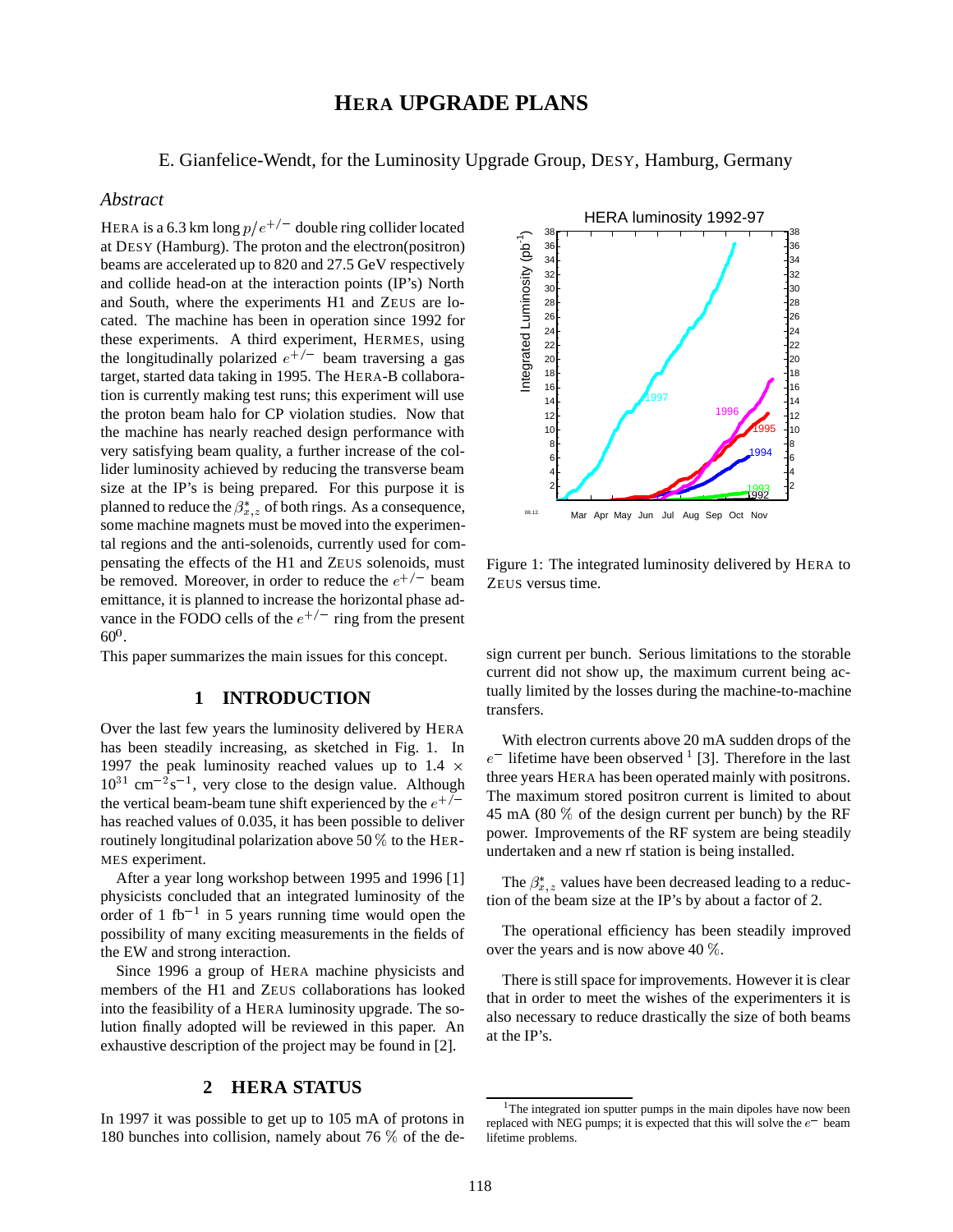# HERA UPGRADE PLANS

E. Gianfelice-Wendt, for the Luminosity Upgrade Group, DESY, Hamburg, Germany

## *Abstract*

HERA is a 6.3 km long $p/e^{+/-}$ double ring collider located at DESY (Hamburg). The proton and the electron(positron) beams are accelerated up to 820 and 27.5 GeV respectively and collide head-on at the interaction points (IP's) North and South, where the experiments H1 and ZEUS are located. The machine has been in operation since 1992 for these experiments. A third experiment, HERMES, using the longitudinally polarized $e^{+/-}$ beam traversing a gas target, started data taking in 1995. The HERA-B collaboration is currently making test runs; this experiment will use the proton beam halo for CP violation studies. Now that the machine has nearly reached design performance with very satisfying beam quality, a further increase of the collider luminosity achieved by reducing the transverse beam size at the IP's is being prepared. For this purpose it is planned to reduce the $\beta^*_{x,z}$ of both rings. As a consequence, some machine magnets must be moved into the experimental regions and the anti-solenoids, currently used for compensating the effects of the H1 and ZEUS solenoids, must be removed. Moreover, in order to reduce the $e^{+/-}$ beam emittance, it is planned to increase the horizontal phase advance in the FODO cells of the $e^{+/-}$ ring from the present $60^0$.

This paper summarizes the main issues for this concept.

## 1 INTRODUCTION

Over the last few years the luminosity delivered by HERA has been steadily increasing, as sketched in Fig. 1. In 1997 the peak luminosity reached values up to $1.4 \times 10^{31}$ cm$^{-2}$s$^{-1}$, very close to the design value. Although the vertical beam-beam tune shift experienced by the $e^{+/-}$ has reached values of 0.035, it has been possible to deliver routinely longitudinal polarization above 50 % to the HERMES experiment.

After a year long workshop between 1995 and 1996 [1] physicists concluded that an integrated luminosity of the order of 1 fb$^{-1}$ in 5 years running time would open the possibility of many exciting measurements in the fields of the EW and strong interaction.

Since 1996 a group of HERA machine physicists and members of the H1 and ZEUS collaborations has looked into the feasibility of a HERA luminosity upgrade. The solution finally adopted will be reviewed in this paper. An exhaustive description of the project may be found in [2].

## 2 HERA STATUS

In 1997 it was possible to get up to 105 mA of protons in 180 bunches into collision, namely about 76 % of the design current per bunch. Serious limitations to the storable current did not show up, the maximum current being actually limited by the losses during the machine-to-machine transfers.

Figure 1: The integrated luminosity delivered by HERA to ZEUS versus time.

With electron currents above 20 mA sudden drops of the $e^-$ lifetime have been observed [1] [3]. Therefore in the last three years HERA has been operated mainly with positrons. The maximum stored positron current is limited to about 45 mA (80 % of the design current per bunch) by the RF power. Improvements of the RF system are being steadily undertaken and a new rf station is being installed.

The $\beta^*_{x,z}$ values have been decreased leading to a reduction of the beam size at the IP's by about a factor of 2.

The operational efficiency has been steadily improved over the years and is now above 40 %.

There is still space for improvements. However it is clear that in order to meet the wishes of the experimenters it is also necessary to reduce drastically the size of both beams at the IP's.

[1] The integrated ion sputter pumps in the main dipoles have now been replaced with NEG pumps; it is expected that this will solve the $e^-$ beam lifetime problems.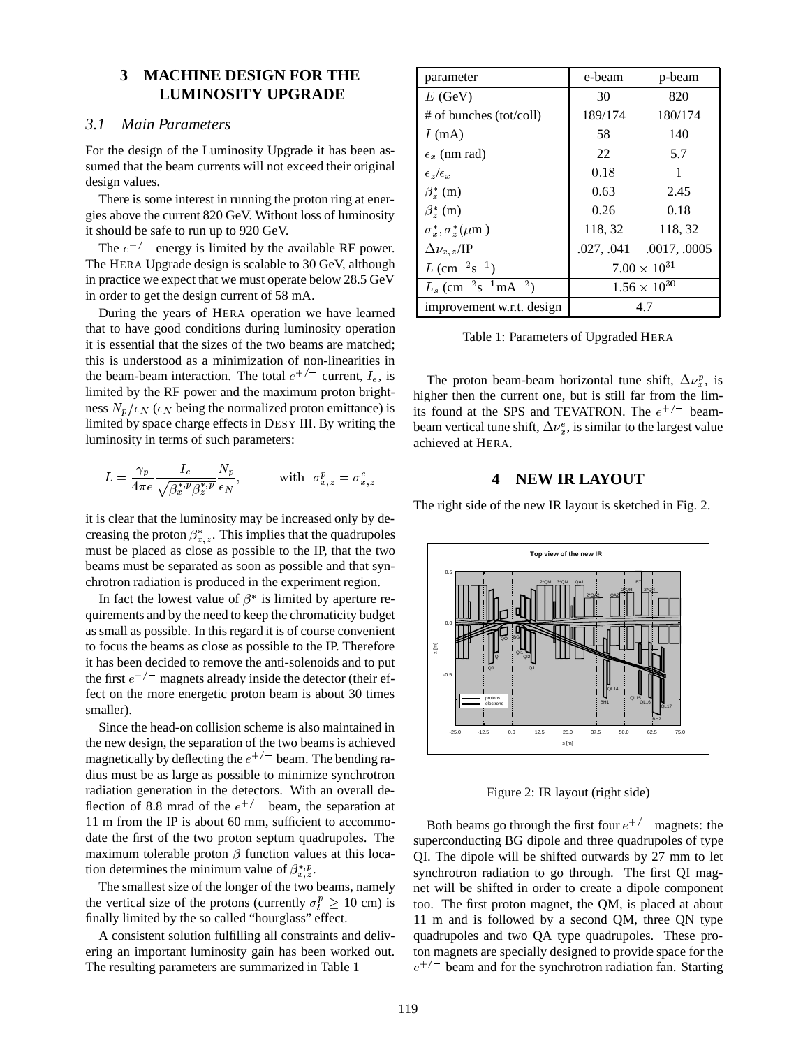## 3 MACHINE DESIGN FOR THE LUMINOSITY UPGRADE

### *3.1 Main Parameters*

For the design of the Luminosity Upgrade it has been assumed that the beam currents will not exceed their original design values.

There is some interest in running the proton ring at energies above the current 820 GeV. Without loss of luminosity it should be safe to run up to 920 GeV.

The $e^{+/-}$ energy is limited by the available RF power. The HERA Upgrade design is scalable to 30 GeV, although in practice we expect that we must operate below 28.5 GeV in order to get the design current of 58 mA.

During the years of HERA operation we have learned that to have good conditions during luminosity operation it is essential that the sizes of the two beams are matched; this is understood as a minimization of non-linearities in the beam-beam interaction. The total $e^{+/-}$ current, $I_e$, is limited by the RF power and the maximum proton brightness $N_p/\epsilon_N$ ($\epsilon_N$ being the normalized proton emittance) is limited by space charge effects in DESY III. By writing the luminosity in terms of such parameters:

$$L = \frac{\gamma_p}{4\pi e} \frac{I_e}{\sqrt{\beta_x^{*,p}\beta_z^{*,p}}} \frac{N_p}{\epsilon_N}, \qquad \text{with} \;\; \sigma_{x,z}^p = \sigma_{x,z}^e$$

it is clear that the luminosity may be increased only by decreasing the proton $\beta_{x,z}^*$. This implies that the quadrupoles must be placed as close as possible to the IP, that the two beams must be separated as soon as possible and that synchrotron radiation is produced in the experiment region.

In fact the lowest value of $\beta^*$ is limited by aperture requirements and by the need to keep the chromaticity budget as small as possible. In this regard it is of course convenient to focus the beams as close as possible to the IP. Therefore it has been decided to remove the anti-solenoids and to put the first $e^{+/-}$ magnets already inside the detector (their effect on the more energetic proton beam is about 30 times smaller).

Since the head-on collision scheme is also maintained in the new design, the separation of the two beams is achieved magnetically by deflecting the $e^{+/-}$ beam. The bending radius must be as large as possible to minimize synchrotron radiation generation in the detectors. With an overall deflection of 8.8 mrad of the $e^{+/-}$ beam, the separation at 11 m from the IP is about 60 mm, sufficient to accommodate the first of the two proton septum quadrupoles. The maximum tolerable proton $\beta$ function values at this location determines the minimum value of $\beta_{x,z}^{*,p}$.

The smallest size of the longer of the two beams, namely the vertical size of the protons (currently $\sigma_l^p \geq 10$ cm) is finally limited by the so called "hourglass" effect.

A consistent solution fulfilling all constraints and delivering an important luminosity gain has been worked out. The resulting parameters are summarized in Table 1

| parameter | e-beam | p-beam |
|---|---|---|
| $E$ (GeV) | 30 | 820 |
| # of bunches (tot/coll) | 189/174 | 180/174 |
| $I$ (mA) | 58 | 140 |
| $\epsilon_x$ (nm rad) | 22 | 5.7 |
| $\epsilon_z/\epsilon_x$ | 0.18 | 1 |
| $\beta_x^*$ (m) | 0.63 | 2.45 |
| $\beta_z^*$ (m) | 0.26 | 0.18 |
| $\sigma_x^*, \sigma_z^*(\mu\text{m})$ | 118, 32 | 118, 32 |
| $\Delta\nu_{x,z}$/IP | .027, .041 | .0017, .0005 |
| $L$ ($\text{cm}^{-2}\text{s}^{-1}$) | $7.00 \times 10^{31}$ | |
| $L_s$ ($\text{cm}^{-2}\text{s}^{-1}\text{mA}^{-2}$) | $1.56 \times 10^{30}$ | |
| improvement w.r.t. design | 4.7 | |

Table 1: Parameters of Upgraded HERA

The proton beam-beam horizontal tune shift, $\Delta\nu_x^p$, is higher then the current one, but is still far from the limits found at the SPS and TEVATRON. The $e^{+/-}$ beam-beam vertical tune shift, $\Delta\nu_x^e$, is similar to the largest value achieved at HERA.

## 4 NEW IR LAYOUT

The right side of the new IR layout is sketched in Fig. 2.

Figure 2: IR layout (right side)

Both beams go through the first four $e^{+/-}$ magnets: the superconducting BG dipole and three quadrupoles of type QI. The dipole will be shifted outwards by 27 mm to let synchrotron radiation to go through. The first QI magnet will be shifted in order to create a dipole component too. The first proton magnet, the QM, is placed at about 11 m and is followed by a second QM, three QN type quadrupoles and two QA type quadrupoles. These proton magnets are specially designed to provide space for the $e^{+/-}$ beam and for the synchrotron radiation fan. Starting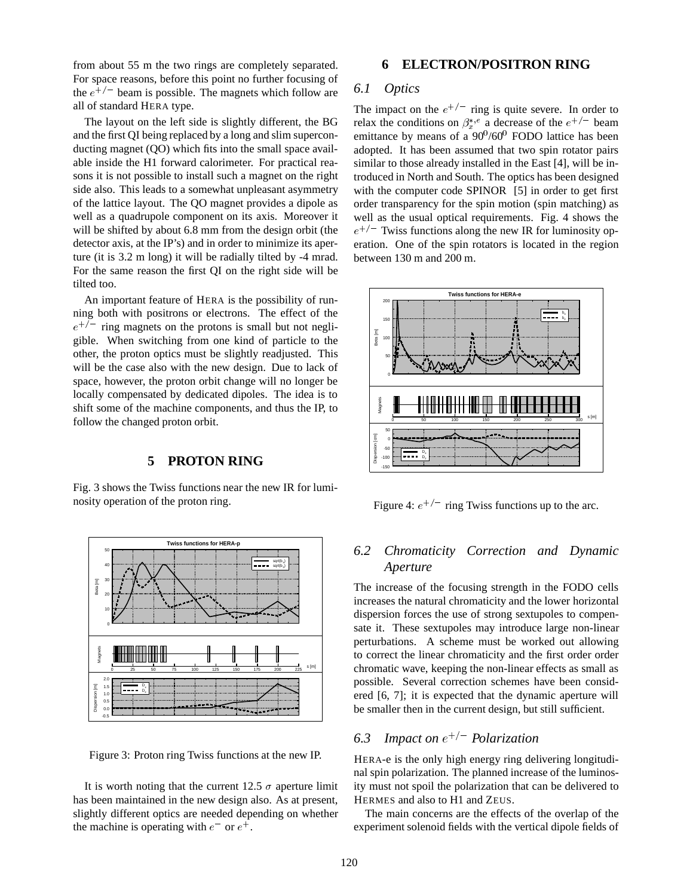from about 55 m the two rings are completely separated. For space reasons, before this point no further focusing of the $e^{+/-}$ beam is possible. The magnets which follow are all of standard HERA type.

The layout on the left side is slightly different, the BG and the first QI being replaced by a long and slim superconducting magnet (QO) which fits into the small space available inside the H1 forward calorimeter. For practical reasons it is not possible to install such a magnet on the right side also. This leads to a somewhat unpleasant asymmetry of the lattice layout. The QO magnet provides a dipole as well as a quadrupole component on its axis. Moreover it will be shifted by about 6.8 mm from the design orbit (the detector axis, at the IP's) and in order to minimize its aperture (it is 3.2 m long) it will be radially tilted by -4 mrad. For the same reason the first QI on the right side will be tilted too.

An important feature of HERA is the possibility of running both with positrons or electrons. The effect of the $e^{+/-}$ ring magnets on the protons is small but not negligible. When switching from one kind of particle to the other, the proton optics must be slightly readjusted. This will be the case also with the new design. Due to lack of space, however, the proton orbit change will no longer be locally compensated by dedicated dipoles. The idea is to shift some of the machine components, and thus the IP, to follow the changed proton orbit.

## 5 PROTON RING

Fig. 3 shows the Twiss functions near the new IR for luminosity operation of the proton ring.

Figure 3: Proton ring Twiss functions at the new IP.

It is worth noting that the current 12.5 $\sigma$ aperture limit has been maintained in the new design also. As at present, slightly different optics are needed depending on whether the machine is operating with $e^-$ or $e^+$.

## 6 ELECTRON/POSITRON RING

### *6.1 Optics*

The impact on the $e^{+/-}$ ring is quite severe. In order to relax the conditions on $\beta_x^{*,e}$ a decrease of the $e^{+/-}$ beam emittance by means of a $90^0/60^0$ FODO lattice has been adopted. It has been assumed that two spin rotator pairs similar to those already installed in the East [4], will be introduced in North and South. The optics has been designed with the computer code SPINOR [5] in order to get first order transparency for the spin motion (spin matching) as well as the usual optical requirements. Fig. 4 shows the $e^{+/-}$ Twiss functions along the new IR for luminosity operation. One of the spin rotators is located in the region between 130 m and 200 m.

Figure 4: $e^{+/-}$ ring Twiss functions up to the arc.

### *6.2 Chromaticity Correction and Dynamic Aperture*

The increase of the focusing strength in the FODO cells increases the natural chromaticity and the lower horizontal dispersion forces the use of strong sextupoles to compensate it. These sextupoles may introduce large non-linear perturbations. A scheme must be worked out allowing to correct the linear chromaticity and the first order order chromatic wave, keeping the non-linear effects as small as possible. Several correction schemes have been considered [6, 7]; it is expected that the dynamic aperture will be smaller then in the current design, but still sufficient.

### *6.3 Impact on $e^{+/-}$ Polarization*

HERA-e is the only high energy ring delivering longitudinal spin polarization. The planned increase of the luminosity must not spoil the polarization that can be delivered to HERMES and also to H1 and ZEUS.

The main concerns are the effects of the overlap of the experiment solenoid fields with the vertical dipole fields of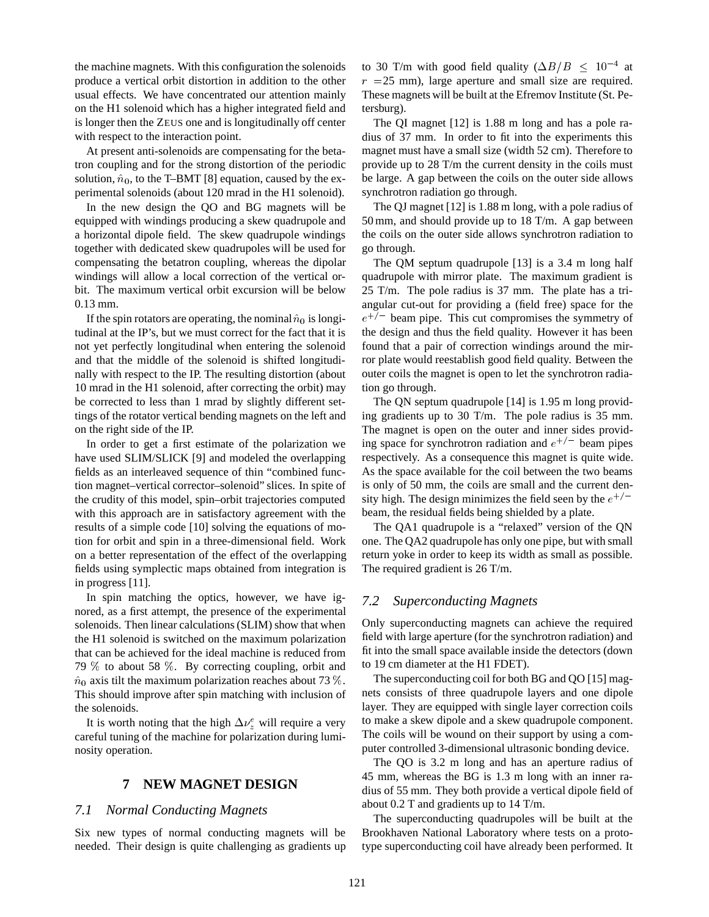the machine magnets. With this configuration the solenoids produce a vertical orbit distortion in addition to the other usual effects. We have concentrated our attention mainly on the H1 solenoid which has a higher integrated field and is longer then the ZEUS one and is longitudinally off center with respect to the interaction point.

At present anti-solenoids are compensating for the betatron coupling and for the strong distortion of the periodic solution, $\hat{n}_0$, to the T–BMT [8] equation, caused by the experimental solenoids (about 120 mrad in the H1 solenoid).

In the new design the QO and BG magnets will be equipped with windings producing a skew quadrupole and a horizontal dipole field. The skew quadrupole windings together with dedicated skew quadrupoles will be used for compensating the betatron coupling, whereas the dipolar windings will allow a local correction of the vertical orbit. The maximum vertical orbit excursion will be below 0.13 mm.

If the spin rotators are operating, the nominal $\hat{n}_0$ is longitudinal at the IP's, but we must correct for the fact that it is not yet perfectly longitudinal when entering the solenoid and that the middle of the solenoid is shifted longitudinally with respect to the IP. The resulting distortion (about 10 mrad in the H1 solenoid, after correcting the orbit) may be corrected to less than 1 mrad by slightly different settings of the rotator vertical bending magnets on the left and on the right side of the IP.

In order to get a first estimate of the polarization we have used SLIM/SLICK [9] and modeled the overlapping fields as an interleaved sequence of thin "combined function magnet–vertical corrector–solenoid" slices. In spite of the crudity of this model, spin–orbit trajectories computed with this approach are in satisfactory agreement with the results of a simple code [10] solving the equations of motion for orbit and spin in a three-dimensional field. Work on a better representation of the effect of the overlapping fields using symplectic maps obtained from integration is in progress [11].

In spin matching the optics, however, we have ignored, as a first attempt, the presence of the experimental solenoids. Then linear calculations (SLIM) show that when the H1 solenoid is switched on the maximum polarization that can be achieved for the ideal machine is reduced from 79 % to about 58 %. By correcting coupling, orbit and $\hat{n}_0$ axis tilt the maximum polarization reaches about 73 %. This should improve after spin matching with inclusion of the solenoids.

It is worth noting that the high $\Delta\nu_z^e$ will require a very careful tuning of the machine for polarization during luminosity operation.

## 7 NEW MAGNET DESIGN

### *7.1 Normal Conducting Magnets*

Six new types of normal conducting magnets will be needed. Their design is quite challenging as gradients up to 30 T/m with good field quality ($\Delta B/B \leq 10^{-4}$ at $r$ =25 mm), large aperture and small size are required. These magnets will be built at the Efremov Institute (St. Petersburg).

The QI magnet [12] is 1.88 m long and has a pole radius of 37 mm. In order to fit into the experiments this magnet must have a small size (width 52 cm). Therefore to provide up to 28 T/m the current density in the coils must be large. A gap between the coils on the outer side allows synchrotron radiation go through.

The QJ magnet [12] is 1.88 m long, with a pole radius of 50 mm, and should provide up to 18 T/m. A gap between the coils on the outer side allows synchrotron radiation to go through.

The QM septum quadrupole [13] is a 3.4 m long half quadrupole with mirror plate. The maximum gradient is 25 T/m. The pole radius is 37 mm. The plate has a triangular cut-out for providing a (field free) space for the $e^{+/-}$ beam pipe. This cut compromises the symmetry of the design and thus the field quality. However it has been found that a pair of correction windings around the mirror plate would reestablish good field quality. Between the outer coils the magnet is open to let the synchrotron radiation go through.

The QN septum quadrupole [14] is 1.95 m long providing gradients up to 30 T/m. The pole radius is 35 mm. The magnet is open on the outer and inner sides providing space for synchrotron radiation and $e^{+/-}$ beam pipes respectively. As a consequence this magnet is quite wide. As the space available for the coil between the two beams is only of 50 mm, the coils are small and the current density high. The design minimizes the field seen by the $e^{+/-}$ beam, the residual fields being shielded by a plate.

The QA1 quadrupole is a "relaxed" version of the QN one. The QA2 quadrupole has only one pipe, but with small return yoke in order to keep its width as small as possible. The required gradient is 26 T/m.

### *7.2 Superconducting Magnets*

Only superconducting magnets can achieve the required field with large aperture (for the synchrotron radiation) and fit into the small space available inside the detectors (down to 19 cm diameter at the H1 FDET).

The superconducting coil for both BG and QO [15] magnets consists of three quadrupole layers and one dipole layer. They are equipped with single layer correction coils to make a skew dipole and a skew quadrupole component. The coils will be wound on their support by using a computer controlled 3-dimensional ultrasonic bonding device.

The QO is 3.2 m long and has an aperture radius of 45 mm, whereas the BG is 1.3 m long with an inner radius of 55 mm. They both provide a vertical dipole field of about 0.2 T and gradients up to 14 T/m.

The superconducting quadrupoles will be built at the Brookhaven National Laboratory where tests on a prototype superconducting coil have already been performed. It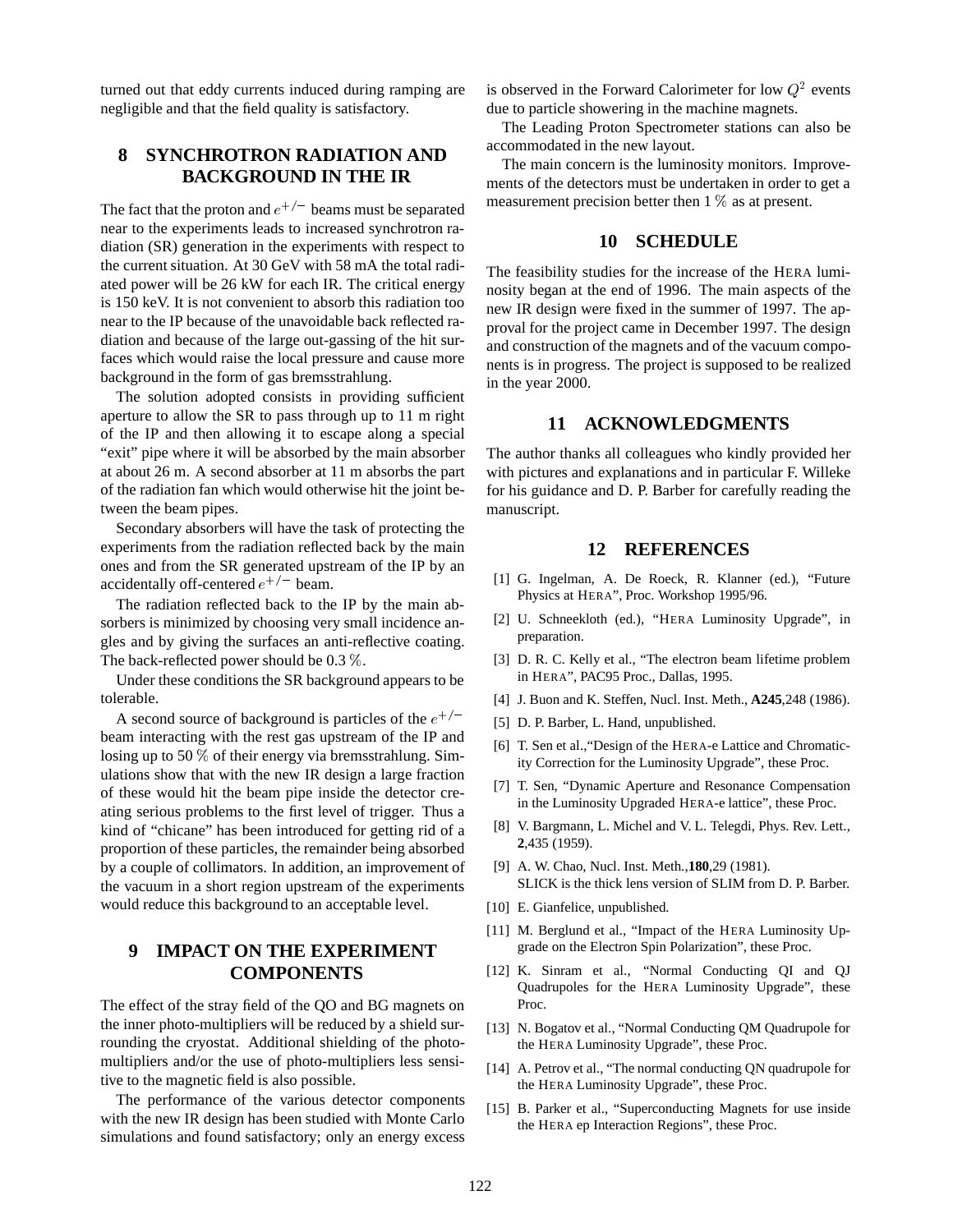turned out that eddy currents induced during ramping are negligible and that the field quality is satisfactory.

## 8 SYNCHROTRON RADIATION AND BACKGROUND IN THE IR

The fact that the proton and $e^{+/-}$ beams must be separated near to the experiments leads to increased synchrotron radiation (SR) generation in the experiments with respect to the current situation. At 30 GeV with 58 mA the total radiated power will be 26 kW for each IR. The critical energy is 150 keV. It is not convenient to absorb this radiation too near to the IP because of the unavoidable back reflected radiation and because of the large out-gassing of the hit surfaces which would raise the local pressure and cause more background in the form of gas bremsstrahlung.

The solution adopted consists in providing sufficient aperture to allow the SR to pass through up to 11 m right of the IP and then allowing it to escape along a special "exit" pipe where it will be absorbed by the main absorber at about 26 m. A second absorber at 11 m absorbs the part of the radiation fan which would otherwise hit the joint between the beam pipes.

Secondary absorbers will have the task of protecting the experiments from the radiation reflected back by the main ones and from the SR generated upstream of the IP by an accidentally off-centered $e^{+/-}$ beam.

The radiation reflected back to the IP by the main absorbers is minimized by choosing very small incidence angles and by giving the surfaces an anti-reflective coating. The back-reflected power should be 0.3 %.

Under these conditions the SR background appears to be tolerable.

A second source of background is particles of the $e^{+/-}$ beam interacting with the rest gas upstream of the IP and losing up to 50 % of their energy via bremsstrahlung. Simulations show that with the new IR design a large fraction of these would hit the beam pipe inside the detector creating serious problems to the first level of trigger. Thus a kind of "chicane" has been introduced for getting rid of a proportion of these particles, the remainder being absorbed by a couple of collimators. In addition, an improvement of the vacuum in a short region upstream of the experiments would reduce this background to an acceptable level.

## 9 IMPACT ON THE EXPERIMENT COMPONENTS

The effect of the stray field of the QO and BG magnets on the inner photo-multipliers will be reduced by a shield surrounding the cryostat. Additional shielding of the photomultipliers and/or the use of photo-multipliers less sensitive to the magnetic field is also possible.

The performance of the various detector components with the new IR design has been studied with Monte Carlo simulations and found satisfactory; only an energy excess is observed in the Forward Calorimeter for low $Q^2$ events due to particle showering in the machine magnets.

The Leading Proton Spectrometer stations can also be accommodated in the new layout.

The main concern is the luminosity monitors. Improvements of the detectors must be undertaken in order to get a measurement precision better then 1 % as at present.

## 10 SCHEDULE

The feasibility studies for the increase of the HERA luminosity began at the end of 1996. The main aspects of the new IR design were fixed in the summer of 1997. The approval for the project came in December 1997. The design and construction of the magnets and of the vacuum components is in progress. The project is supposed to be realized in the year 2000.

## 11 ACKNOWLEDGMENTS

The author thanks all colleagues who kindly provided her with pictures and explanations and in particular F. Willeke for his guidance and D. P. Barber for carefully reading the manuscript.

## 12 REFERENCES

[1] G. Ingelman, A. De Roeck, R. Klanner (ed.), "Future Physics at HERA", Proc. Workshop 1995/96.

[2] U. Schneekloth (ed.), "HERA Luminosity Upgrade", in preparation.

[3] D. R. C. Kelly et al., "The electron beam lifetime problem in HERA", PAC95 Proc., Dallas, 1995.

[4] J. Buon and K. Steffen, Nucl. Inst. Meth., **A245**,248 (1986).

[5] D. P. Barber, L. Hand, unpublished.

[6] T. Sen et al.,"Design of the HERA-e Lattice and Chromaticity Correction for the Luminosity Upgrade", these Proc.

[7] T. Sen, "Dynamic Aperture and Resonance Compensation in the Luminosity Upgraded HERA-e lattice", these Proc.

[8] V. Bargmann, L. Michel and V. L. Telegdi, Phys. Rev. Lett., **2**,435 (1959).

[9] A. W. Chao, Nucl. Inst. Meth.,**180**,29 (1981). SLICK is the thick lens version of SLIM from D. P. Barber.

[10] E. Gianfelice, unpublished.

[11] M. Berglund et al., "Impact of the HERA Luminosity Upgrade on the Electron Spin Polarization", these Proc.

[12] K. Sinram et al., "Normal Conducting QI and QJ Quadrupoles for the HERA Luminosity Upgrade", these Proc.

[13] N. Bogatov et al., "Normal Conducting QM Quadrupole for the HERA Luminosity Upgrade", these Proc.

[14] A. Petrov et al., "The normal conducting QN quadrupole for the HERA Luminosity Upgrade", these Proc.

[15] B. Parker et al., "Superconducting Magnets for use inside the HERA ep Interaction Regions", these Proc.